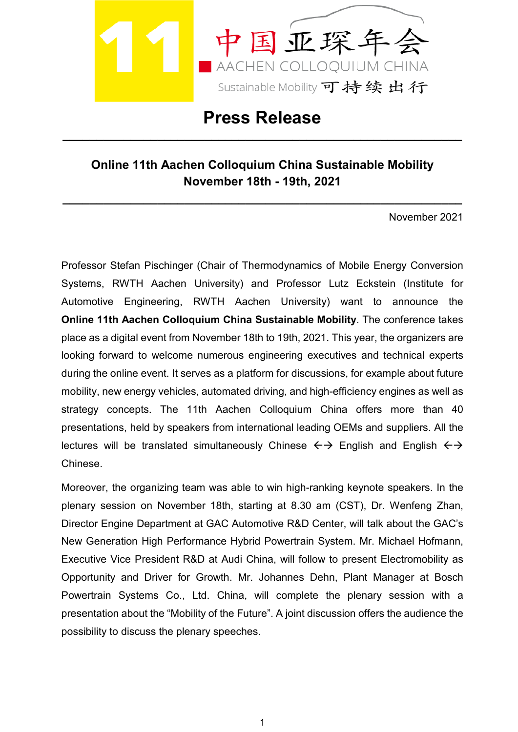11 中国亚琛年会

AACHEN COLLOQUIUM CHINA

Sustainable Mobility 可持续出行

# Press Release

---

## Online 11th Aachen Colloquium China Sustainable Mobility
## November 18th - 19th, 2021

---

November 2021

Professor Stefan Pischinger (Chair of Thermodynamics of Mobile Energy Conversion Systems, RWTH Aachen University) and Professor Lutz Eckstein (Institute for Automotive Engineering, RWTH Aachen University) want to announce the **Online 11th Aachen Colloquium China Sustainable Mobility**. The conference takes place as a digital event from November 18th to 19th, 2021. This year, the organizers are looking forward to welcome numerous engineering executives and technical experts during the online event. It serves as a platform for discussions, for example about future mobility, new energy vehicles, automated driving, and high-efficiency engines as well as strategy concepts. The 11th Aachen Colloquium China offers more than 40 presentations, held by speakers from international leading OEMs and suppliers. All the lectures will be translated simultaneously Chinese ←→ English and English ←→ Chinese.

Moreover, the organizing team was able to win high-ranking keynote speakers. In the plenary session on November 18th, starting at 8.30 am (CST), Dr. Wenfeng Zhan, Director Engine Department at GAC Automotive R&D Center, will talk about the GAC's New Generation High Performance Hybrid Powertrain System. Mr. Michael Hofmann, Executive Vice President R&D at Audi China, will follow to present Electromobility as Opportunity and Driver for Growth. Mr. Johannes Dehn, Plant Manager at Bosch Powertrain Systems Co., Ltd. China, will complete the plenary session with a presentation about the "Mobility of the Future". A joint discussion offers the audience the possibility to discuss the plenary speeches.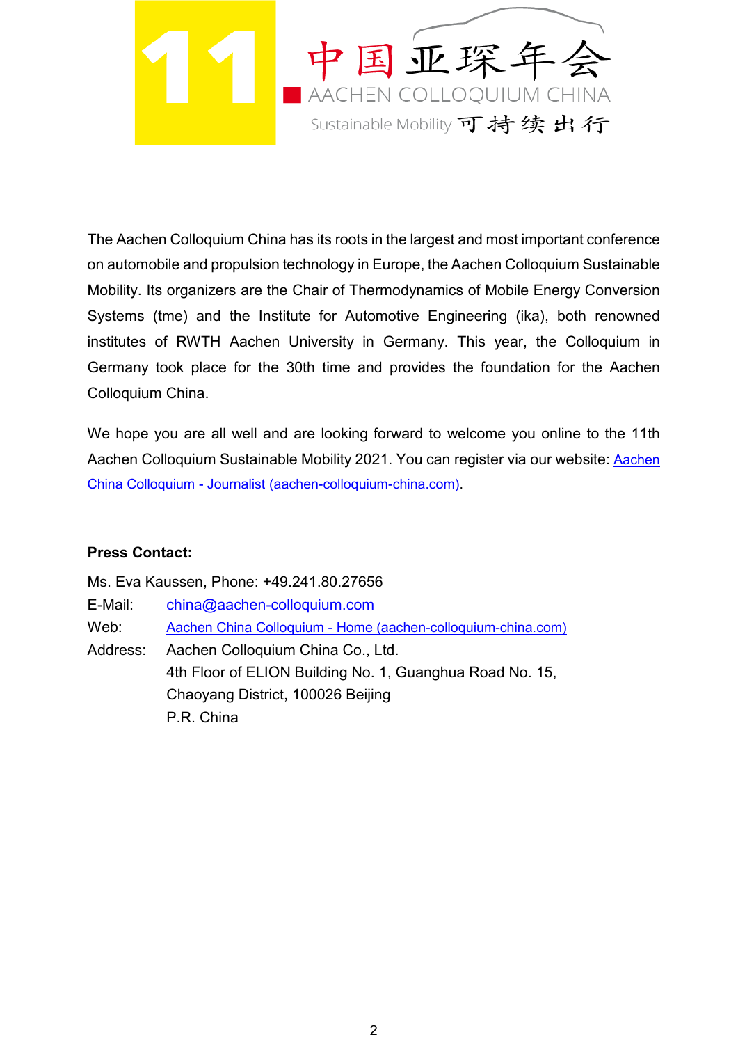The Aachen Colloquium China has its roots in the largest and most important conference on automobile and propulsion technology in Europe, the Aachen Colloquium Sustainable Mobility. Its organizers are the Chair of Thermodynamics of Mobile Energy Conversion Systems (tme) and the Institute for Automotive Engineering (ika), both renowned institutes of RWTH Aachen University in Germany. This year, the Colloquium in Germany took place for the 30th time and provides the foundation for the Aachen Colloquium China.

We hope you are all well and are looking forward to welcome you online to the 11th Aachen Colloquium Sustainable Mobility 2021. You can register via our website: Aachen China Colloquium - Journalist (aachen-colloquium-china.com).

**Press Contact:**

Ms. Eva Kaussen, Phone: +49.241.80.27656

E-Mail: china@aachen-colloquium.com

Web: Aachen China Colloquium - Home (aachen-colloquium-china.com)

Address: Aachen Colloquium China Co., Ltd.
4th Floor of ELION Building No. 1, Guanghua Road No. 15,
Chaoyang District, 100026 Beijing
P.R. China